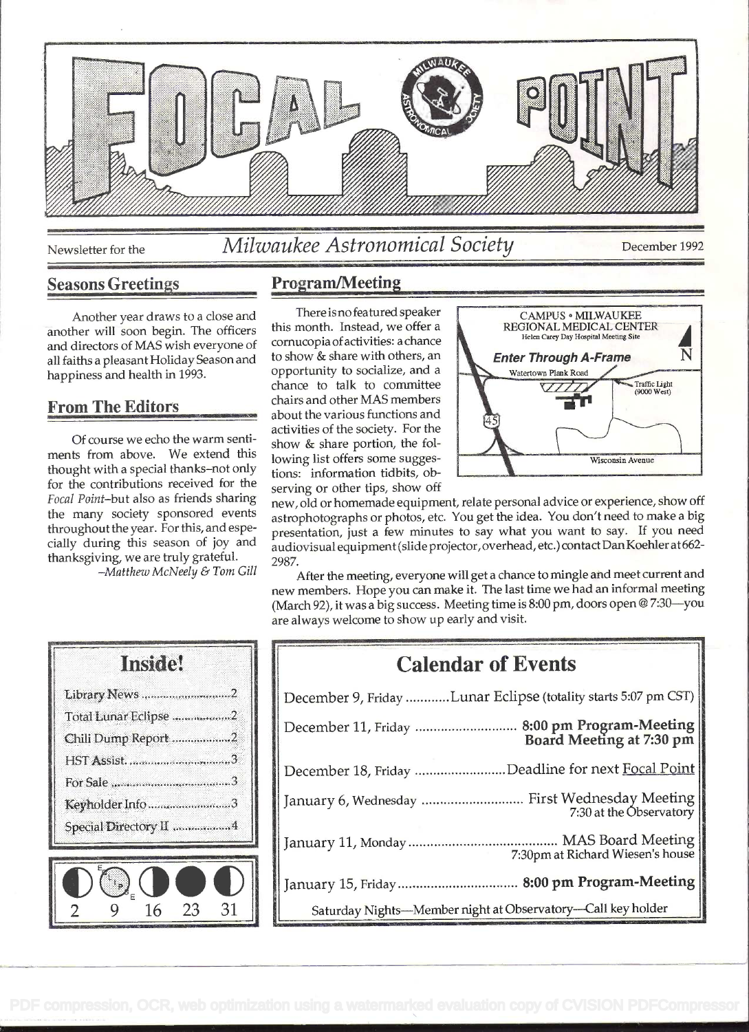# FOCAL POINT

Newsletter for the *Milwaukee Astronomical Society* December 1992

## Seasons Greetings

Another year draws to a close and another will soon begin. The officers and directors of MAS wish everyone of all faiths a pleasant Holiday Season and happiness and health in 1993.

## From The Editors

Of course we echo the warm sentiments from above. We extend this thought with a special thanks–not only for the contributions received for the *Focal Point*–but also as friends sharing the many society sponsored events throughout the year. For this, and especially during this season of joy and thanksgiving, we are truly grateful.

*–Matthew McNeely & Tom Gill*

## Program/Meeting

There is no featured speaker this month. Instead, we offer a cornucopia of activities: a chance to show & share with others, an opportunity to socialize, and a chance to talk to committee chairs and other MAS members about the various functions and activities of the society. For the show & share portion, the following list offers some suggestions: information tidbits, observing or other tips, show off new, old or homemade equipment, relate personal advice or experience, show off astrophotographs or photos, etc. You get the idea. You don't need to make a big presentation, just a few minutes to say what you want to say. If you need audiovisual equipment (slide projector, overhead, etc.) contact Dan Koehler at 662-2987.

CAMPUS • MILWAUKEE REGIONAL MEDICAL CENTER
Helen Carey Day Hospital Meeting Site
**Enter Through A-Frame**
Watertown Plank Road — Traffic Light (9000 West) — 45 — Wisconsin Avenue — N

After the meeting, everyone will get a chance to mingle and meet current and new members. Hope you can make it. The last time we had an informal meeting (March 92), it was a big success. Meeting time is 8:00 pm, doors open @ 7:30—you are always welcome to show up early and visit.

## Inside!

- Library News ....... 2
- Total Lunar Eclipse ....... 2
- Chili Dump Report ....... 2
- HST Assist ....... 3
- For Sale ....... 3
- Keyholder Info ....... 3
- Special Directory II ....... 4

Moon phases: 2, 9 (Eclipse), 16, 23, 31

## Calendar of Events

| Date | Event |
|---|---|
| December 9, Friday | Lunar Eclipse (totality starts 5:07 pm CST) |
| December 11, Friday | **8:00 pm Program-Meeting** **Board Meeting at 7:30 pm** |
| December 18, Friday | Deadline for next Focal Point |
| January 6, Wednesday | First Wednesday Meeting 7:30 at the Observatory |
| January 11, Monday | MAS Board Meeting 7:30pm at Richard Wiesen's house |
| January 15, Friday | **8:00 pm Program-Meeting** |

Saturday Nights—Member night at Observatory—Call key holder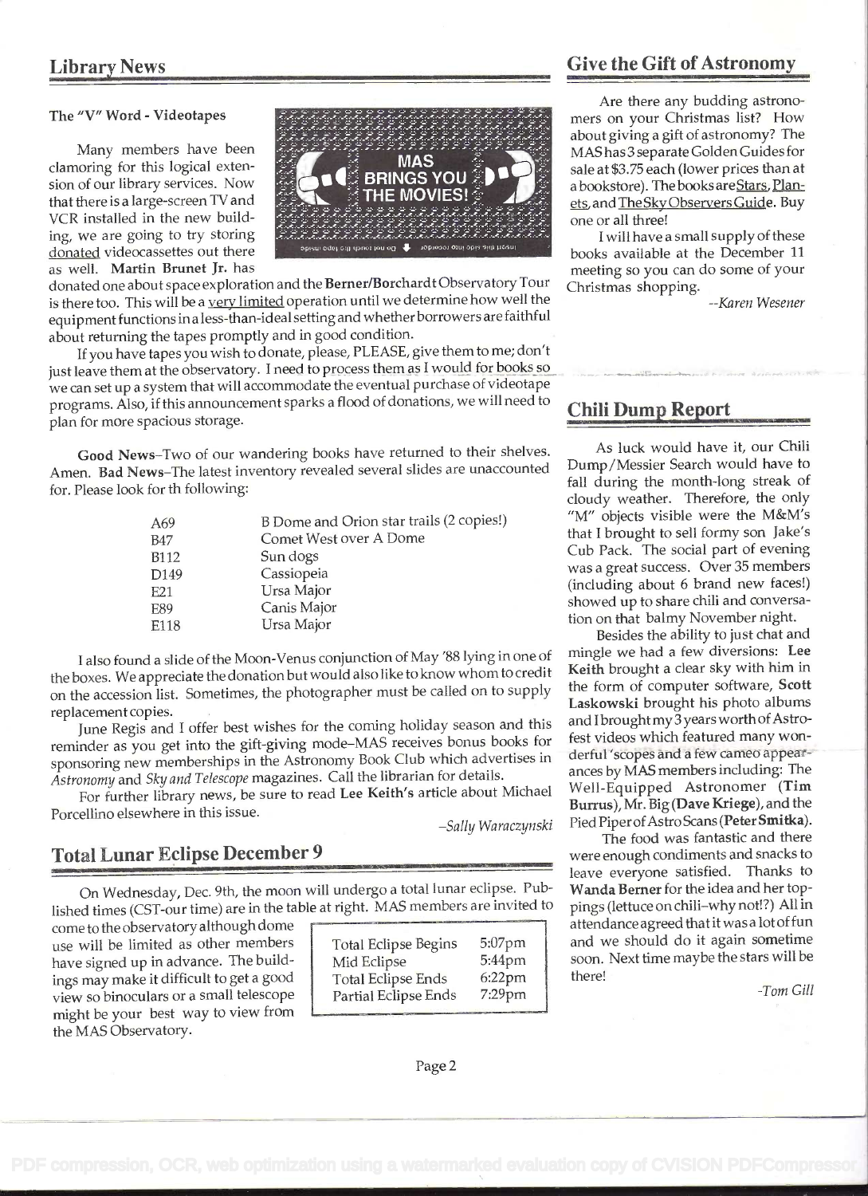## Library News

### The "V" Word - Videotapes

Many members have been clamoring for this logical extension of our library services. Now that there is a large-screen TV and VCR installed in the new building, we are going to try storing donated videocassettes out there as well. **Martin Brunet Jr.** has donated one about space exploration and the **Berner/Borchardt** Observatory Tour is there too. This will be a very limited operation until we determine how well the equipment functions in a less-than-ideal setting and whether borrowers are faithful about returning the tapes promptly and in good condition.

If you have tapes you wish to donate, please, PLEASE, give them to me; don't just leave them at the observatory. I need to process them as I would for books so we can set up a system that will accommodate the eventual purchase of videotape programs. Also, if this announcement sparks a flood of donations, we will need to plan for more spacious storage.

**Good News**–Two of our wandering books have returned to their shelves. Amen. **Bad News**–The latest inventory revealed several slides are unaccounted for. Please look for th following:

| | |
|---|---|
| A69 | B Dome and Orion star trails (2 copies!) |
| B47 | Comet West over A Dome |
| B112 | Sun dogs |
| D149 | Cassiopeia |
| E21 | Ursa Major |
| E89 | Canis Major |
| E118 | Ursa Major |

I also found a slide of the Moon-Venus conjunction of May '88 lying in one of the boxes. We appreciate the donation but would also like to know whom to credit on the accession list. Sometimes, the photographer must be called on to supply replacement copies.

June Regis and I offer best wishes for the coming holiday season and this reminder as you get into the gift-giving mode–MAS receives bonus books for sponsoring new memberships in the Astronomy Book Club which advertises in *Astronomy* and *Sky and Telescope* magazines. Call the librarian for details.

For further library news, be sure to read **Lee Keith's** article about Michael Porcellino elsewhere in this issue.

*–Sally Waraczynski*

## Total Lunar Eclipse December 9

On Wednesday, Dec. 9th, the moon will undergo a total lunar eclipse. Published times (CST-our time) are in the table at right. MAS members are invited to come to the observatory although dome use will be limited as other members have signed up in advance. The buildings may make it difficult to get a good view so binoculars or a small telescope might be your best way to view from the MAS Observatory.

| | |
|---|---|
| Total Eclipse Begins | 5:07pm |
| Mid Eclipse | 5:44pm |
| Total Eclipse Ends | 6:22pm |
| Partial Eclipse Ends | 7:29pm |

## Give the Gift of Astronomy

Are there any budding astronomers on your Christmas list? How about giving a gift of astronomy? The MAS has 3 separate Golden Guides for sale at $3.75 each (lower prices than at a bookstore). The books are Stars, Planets, and The Sky Observers Guide. Buy one or all three!

I will have a small supply of these books available at the December 11 meeting so you can do some of your Christmas shopping.

*--Karen Wesener*

## Chili Dump Report

As luck would have it, our Chili Dump/Messier Search would have to fall during the month-long streak of cloudy weather. Therefore, the only "M" objects visible were the M&M's that I brought to sell formy son Jake's Cub Pack. The social part of evening was a great success. Over 35 members (including about 6 brand new faces!) showed up to share chili and conversation on that balmy November night.

Besides the ability to just chat and mingle we had a few diversions: **Lee Keith** brought a clear sky with him in the form of computer software, **Scott Laskowski** brought his photo albums and I brought my 3 years worth of Astrofest videos which featured many wonderful 'scopes and a few cameo appearances by MAS members including: The Well-Equipped Astronomer (**Tim Burrus**), Mr. Big (**Dave Kriege**), and the Pied Piper of Astro Scans (**Peter Smitka**).

The food was fantastic and there were enough condiments and snacks to leave everyone satisfied. Thanks to **Wanda Berner** for the idea and her toppings (lettuce on chili–why not!?) All in attendance agreed that it was a lot of fun and we should do it again sometime soon. Next time maybe the stars will be there!

*-Tom Gill*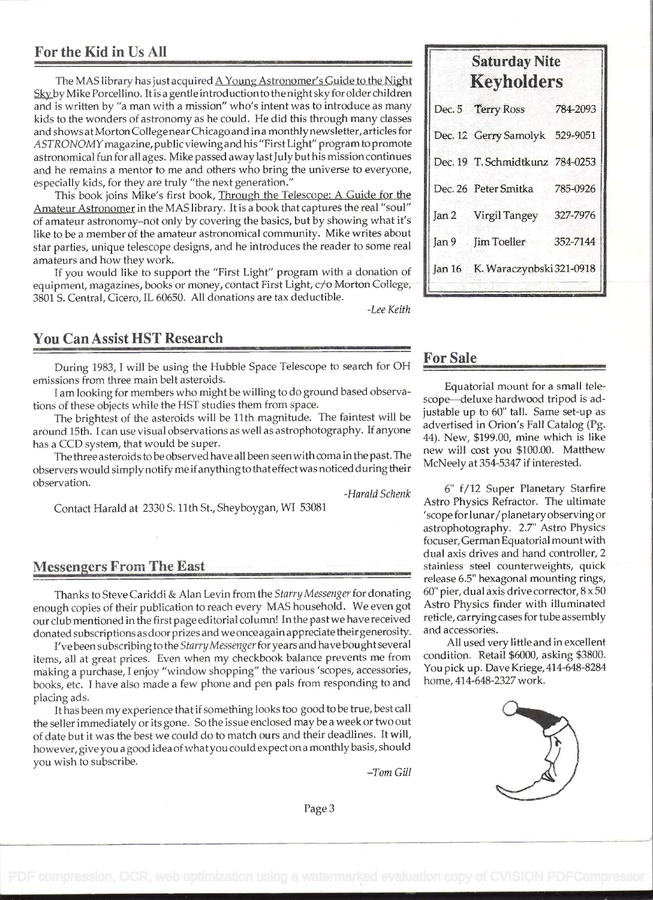## For the Kid in Us All

The MAS library has just acquired A Young Astronomer's Guide to the Night Sky by Mike Porcellino. It is a gentle introduction to the night sky for older children and is written by "a man with a mission" who's intent was to introduce as many kids to the wonders of astronomy as he could. He did this through many classes and shows at Morton College near Chicago and in a monthly newsletter, articles for *ASTRONOMY* magazine, public viewing and his "First Light" program to promote astronomical fun for all ages. Mike passed away last July but his mission continues and he remains a mentor to me and others who bring the universe to everyone, especially kids, for they are truly "the next generation."

This book joins Mike's first book, Through the Telescope: A Guide for the Amateur Astronomer in the MAS library. It is a book that captures the real "soul" of amateur astronomy–not only by covering the basics, but by showing what it's like to be a member of the amateur astronomical community. Mike writes about star parties, unique telescope designs, and he introduces the reader to some real amateurs and how they work.

If you would like to support the "First Light" program with a donation of equipment, magazines, books or money, contact First Light, c/o Morton College, 3801 S. Central, Cicero, IL 60650. All donations are tax deductible.

*-Lee Keith*

## Saturday Nite Keyholders

| Date | Name | Phone |
|---|---|---|
| Dec. 5 | Terry Ross | 784-2093 |
| Dec. 12 | Gerry Samolyk | 529-9051 |
| Dec. 19 | T. Schmidtkunz | 784-0253 |
| Dec. 26 | Peter Smitka | 785-0926 |
| Jan 2 | Virgil Tangey | 327-7976 |
| Jan 9 | Jim Toeller | 352-7144 |
| Jan 16 | K. Waraczynbski | 321-0918 |

## You Can Assist HST Research

During 1983, I will be using the Hubble Space Telescope to search for OH emissions from three main belt asteroids.

I am looking for members who might be willing to do ground based observations of these objects while the HST studies them from space.

The brightest of the asteroids will be 11th magnitude. The faintest will be around 15th. I can use visual observations as well as astrophotography. If anyone has a CCD system, that would be super.

The three asteroids to be observed have all been seen with coma in the past. The observers would simply notify me if anything to that effect was noticed during their observation.

*-Harald Schenk*

Contact Harald at 2330 S. 11th St., Sheyboygan, WI 53081

## Messengers From The East

Thanks to Steve Cariddi & Alan Levin from the *Starry Messenger* for donating enough copies of their publication to reach every MAS household. We even got our club mentioned in the first page editorial column! In the past we have received donated subscriptions as door prizes and we once again appreciate their generosity.

I've been subscribing to the *Starry Messenger* for years and have bought several items, all at great prices. Even when my checkbook balance prevents me from making a purchase, I enjoy "window shopping" the various 'scopes, accessories, books, etc. I have also made a few phone and pen pals from responding to and placing ads.

It has been my experience that if something looks too good to be true, best call the seller immediately or its gone. So the issue enclosed may be a week or two out of date but it was the best we could do to match ours and their deadlines. It will, however, give you a good idea of what you could expect on a monthly basis, should you wish to subscribe.

*–Tom Gill*

## For Sale

Equatorial mount for a small telescope—deluxe hardwood tripod is adjustable up to 60" tall. Same set-up as advertised in Orion's Fall Catalog (Pg. 44). New, $199.00, mine which is like new will cost you $100.00. Matthew McNeely at 354-5347 if interested.

6" f/12 Super Planetary Starfire Astro Physics Refractor. The ultimate 'scope for lunar/planetary observing or astrophotography. 2.7" Astro Physics focuser, German Equatorial mount with dual axis drives and hand controller, 2 stainless steel counterweights, quick release 6.5" hexagonal mounting rings, 60" pier, dual axis drive corrector, 8 x 50 Astro Physics finder with illuminated reticle, carrying cases for tube assembly and accessories.

All used very little and in excellent condition. Retail $6000, asking $3800. You pick up. Dave Kriege, 414-648-8284 home, 414-648-2327 work.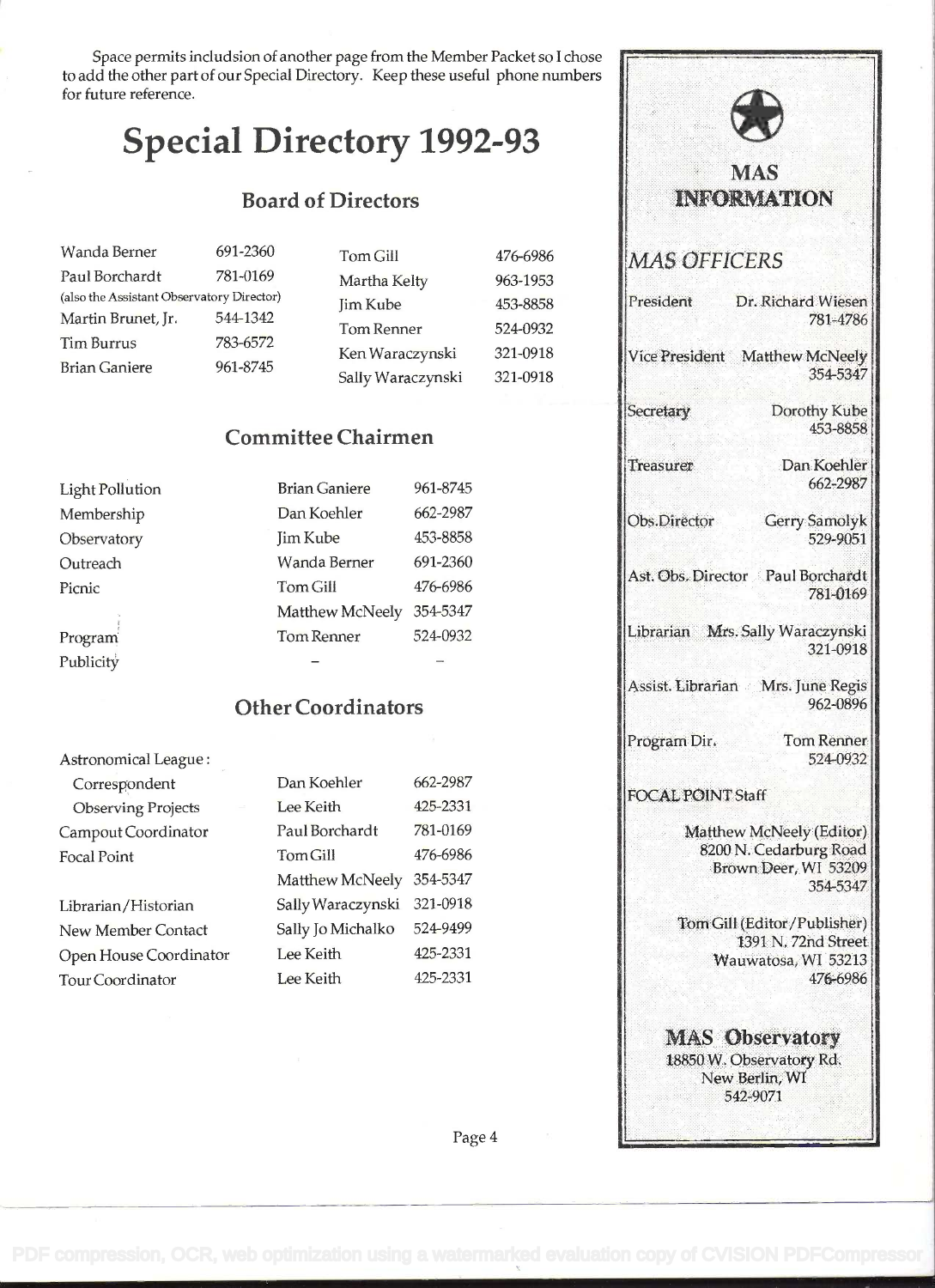Space permits includsion of another page from the Member Packet so I chose to add the other part of our Special Directory. Keep these useful phone numbers for future reference.

# Special Directory 1992-93

## Board of Directors

| | | | |
|---|---|---|---|
| Wanda Berner | 691-2360 | Tom Gill | 476-6986 |
| Paul Borchardt (also the Assistant Observatory Director) | 781-0169 | Martha Kelty | 963-1953 |
| Martin Brunet, Jr. | 544-1342 | Jim Kube | 453-8858 |
| Tim Burrus | 783-6572 | Tom Renner | 524-0932 |
| Brian Ganiere | 961-8745 | Ken Waraczynski | 321-0918 |
| | | Sally Waraczynski | 321-0918 |

## Committee Chairmen

| | | |
|---|---|---|
| Light Pollution | Brian Ganiere | 961-8745 |
| Membership | Dan Koehler | 662-2987 |
| Observatory | Jim Kube | 453-8858 |
| Outreach | Wanda Berner | 691-2360 |
| Picnic | Tom Gill | 476-6986 |
| | Matthew McNeely | 354-5347 |
| Program | Tom Renner | 524-0932 |
| Publicity | – | – |

## Other Coordinators

| | | |
|---|---|---|
| Astronomical League: | | |
| Correspondent | Dan Koehler | 662-2987 |
| Observing Projects | Lee Keith | 425-2331 |
| Campout Coordinator | Paul Borchardt | 781-0169 |
| Focal Point | Tom Gill | 476-6986 |
| | Matthew McNeely | 354-5347 |
| Librarian/Historian | Sally Waraczynski | 321-0918 |
| New Member Contact | Sally Jo Michalko | 524-9499 |
| Open House Coordinator | Lee Keith | 425-2331 |
| Tour Coordinator | Lee Keith | 425-2331 |

## MAS INFORMATION

### *MAS OFFICERS*

President — Dr. Richard Wiesen 781-4786

Vice President — Matthew McNeely 354-5347

Secretary — Dorothy Kube 453-8858

Treasurer — Dan Koehler 662-2987

Obs.Director — Gerry Samolyk 529-9051

Ast. Obs. Director — Paul Borchardt 781-0169

Librarian — Mrs. Sally Waraczynski 321-0918

Assist. Librarian — Mrs. June Regis 962-0896

Program Dir. — Tom Renner 524-0932

FOCAL POINT Staff

Matthew McNeely (Editor)
8200 N. Cedarburg Road
Brown Deer, WI 53209
354-5347

Tom Gill (Editor/Publisher)
1391 N. 72nd Street
Wauwatosa, WI 53213
476-6986

**MAS Observatory**
18850 W. Observatory Rd.
New Berlin, WI
542-9071